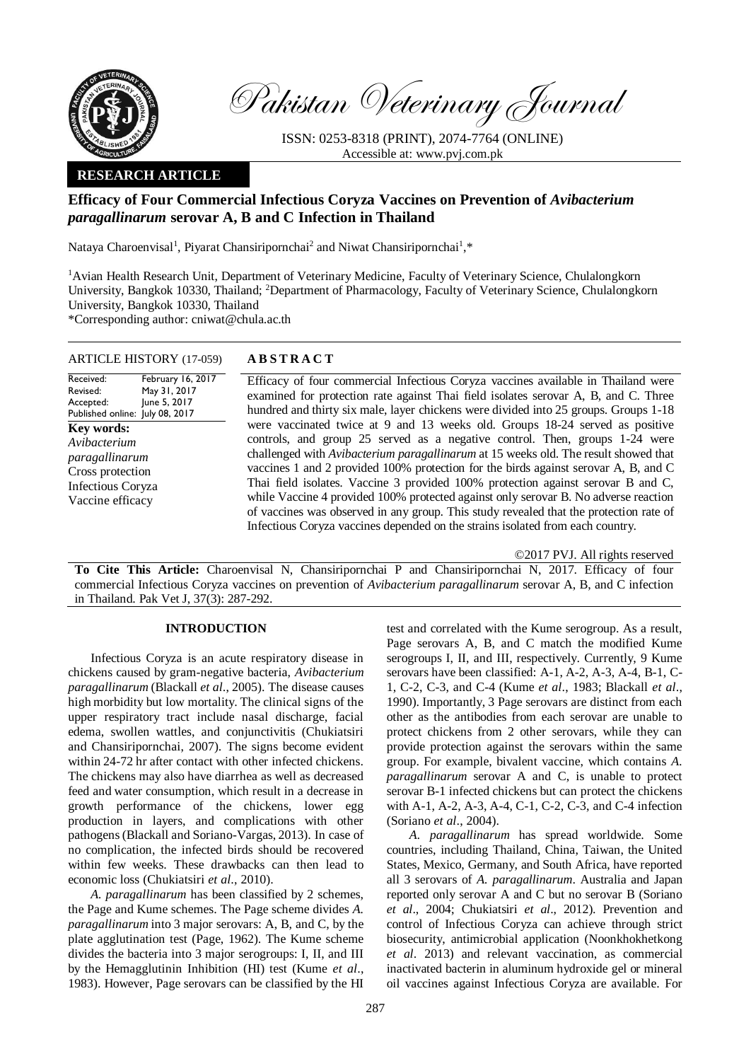Pakistan Veterinary Journal

ISSN: 0253-8318 (PRINT), 2074-7764 (ONLINE)
Accessible at: www.pvj.com.pk

**RESEARCH ARTICLE**

# Efficacy of Four Commercial Infectious Coryza Vaccines on Prevention of *Avibacterium paragallinarum* serovar A, B and C Infection in Thailand

Nataya Charoenvisal[1], Piyarat Chansiripornchai[2] and Niwat Chansiripornchai[1],*

[1]Avian Health Research Unit, Department of Veterinary Medicine, Faculty of Veterinary Science, Chulalongkorn University, Bangkok 10330, Thailand; [2]Department of Pharmacology, Faculty of Veterinary Science, Chulalongkorn University, Bangkok 10330, Thailand

*Corresponding author: cniwat@chula.ac.th

**ARTICLE HISTORY (17-059)**

Received: February 16, 2017
Revised: May 31, 2017
Accepted: June 5, 2017
Published online: July 08, 2017

**Key words:**
*Avibacterium paragallinarum*
Cross protection
Infectious Coryza
Vaccine efficacy

## ABSTRACT

Efficacy of four commercial Infectious Coryza vaccines available in Thailand were examined for protection rate against Thai field isolates serovar A, B, and C. Three hundred and thirty six male, layer chickens were divided into 25 groups. Groups 1-18 were vaccinated twice at 9 and 13 weeks old. Groups 18-24 served as positive controls, and group 25 served as a negative control. Then, groups 1-24 were challenged with *Avibacterium paragallinarum* at 15 weeks old. The result showed that vaccines 1 and 2 provided 100% protection for the birds against serovar A, B, and C Thai field isolates. Vaccine 3 provided 100% protection against serovar B and C, while Vaccine 4 provided 100% protected against only serovar B. No adverse reaction of vaccines was observed in any group. This study revealed that the protection rate of Infectious Coryza vaccines depended on the strains isolated from each country.

©2017 PVJ. All rights reserved

**To Cite This Article:** Charoenvisal N, Chansiripornchai P and Chansiripornchai N, 2017. Efficacy of four commercial Infectious Coryza vaccines on prevention of *Avibacterium paragallinarum* serovar A, B, and C infection in Thailand. Pak Vet J, 37(3): 287-292.

## INTRODUCTION

Infectious Coryza is an acute respiratory disease in chickens caused by gram-negative bacteria, *Avibacterium paragallinarum* (Blackall *et al*., 2005). The disease causes high morbidity but low mortality. The clinical signs of the upper respiratory tract include nasal discharge, facial edema, swollen wattles, and conjunctivitis (Chukiatsiri and Chansiripornchai, 2007). The signs become evident within 24-72 hr after contact with other infected chickens. The chickens may also have diarrhea as well as decreased feed and water consumption, which result in a decrease in growth performance of the chickens, lower egg production in layers, and complications with other pathogens (Blackall and Soriano-Vargas, 2013). In case of no complication, the infected birds should be recovered within few weeks. These drawbacks can then lead to economic loss (Chukiatsiri *et al*., 2010).

*A. paragallinarum* has been classified by 2 schemes, the Page and Kume schemes. The Page scheme divides *A. paragallinarum* into 3 major serovars: A, B, and C, by the plate agglutination test (Page, 1962). The Kume scheme divides the bacteria into 3 major serogroups: I, II, and III by the Hemagglutinin Inhibition (HI) test (Kume *et al*., 1983). However, Page serovars can be classified by the HI test and correlated with the Kume serogroup. As a result, Page serovars A, B, and C match the modified Kume serogroups I, II, and III, respectively. Currently, 9 Kume serovars have been classified: A-1, A-2, A-3, A-4, B-1, C-1, C-2, C-3, and C-4 (Kume *et al*., 1983; Blackall *et al*., 1990). Importantly, 3 Page serovars are distinct from each other as the antibodies from each serovar are unable to protect chickens from 2 other serovars, while they can provide protection against the serovars within the same group. For example, bivalent vaccine, which contains *A. paragallinarum* serovar A and C, is unable to protect serovar B-1 infected chickens but can protect the chickens with A-1, A-2, A-3, A-4, C-1, C-2, C-3, and C-4 infection (Soriano *et al*., 2004).

*A. paragallinarum* has spread worldwide. Some countries, including Thailand, China, Taiwan, the United States, Mexico, Germany, and South Africa, have reported all 3 serovars of *A. paragallinarum*. Australia and Japan reported only serovar A and C but no serovar B (Soriano *et al*., 2004; Chukiatsiri *et al*., 2012). Prevention and control of Infectious Coryza can achieve through strict biosecurity, antimicrobial application (Noonkhokhetkong *et al*. 2013) and relevant vaccination, as commercial inactivated bacterin in aluminum hydroxide gel or mineral oil vaccines against Infectious Coryza are available. For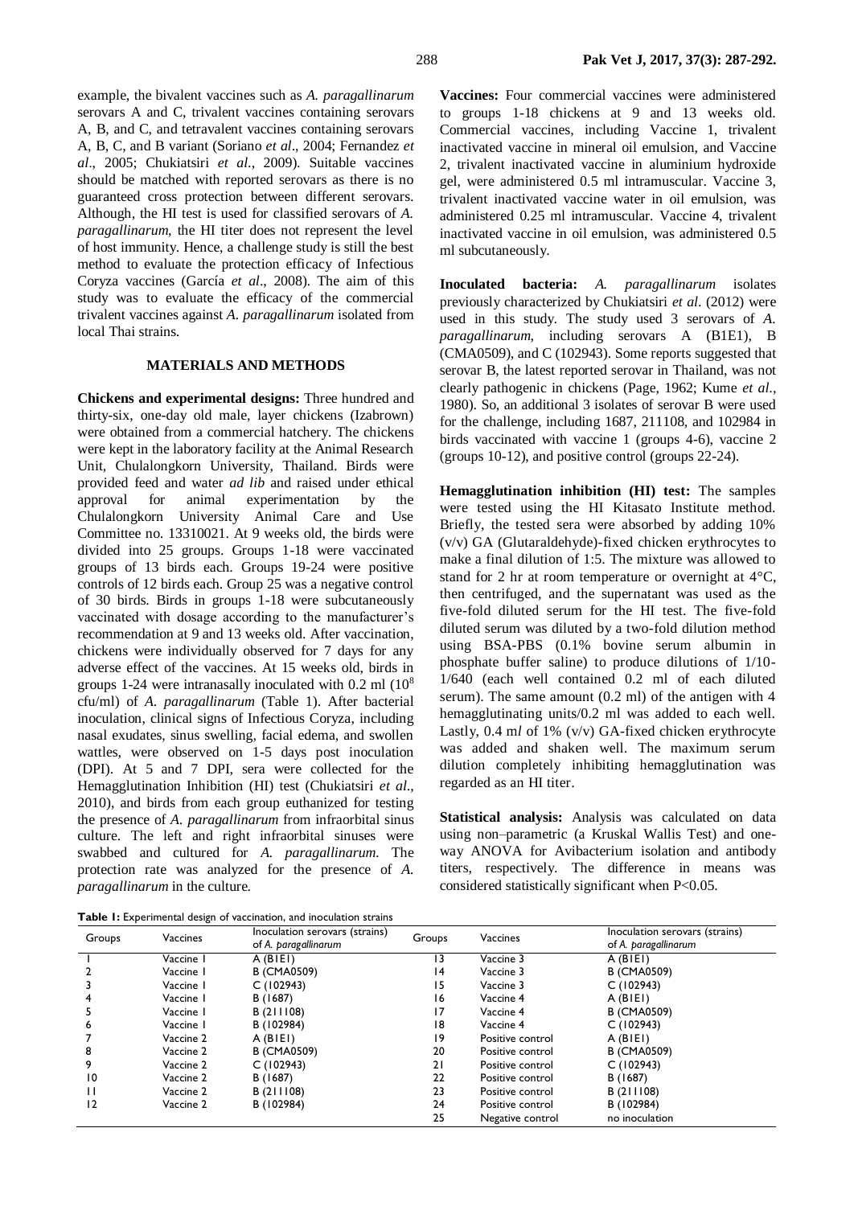example, the bivalent vaccines such as *A. paragallinarum* serovars A and C, trivalent vaccines containing serovars A, B, and C, and tetravalent vaccines containing serovars A, B, C, and B variant (Soriano *et al*., 2004; Fernandez *et al*., 2005; Chukiatsiri *et al*., 2009). Suitable vaccines should be matched with reported serovars as there is no guaranteed cross protection between different serovars. Although, the HI test is used for classified serovars of *A. paragallinarum*, the HI titer does not represent the level of host immunity. Hence, a challenge study is still the best method to evaluate the protection efficacy of Infectious Coryza vaccines (García *et al*., 2008). The aim of this study was to evaluate the efficacy of the commercial trivalent vaccines against *A. paragallinarum* isolated from local Thai strains.

## MATERIALS AND METHODS

**Chickens and experimental designs:** Three hundred and thirty-six, one-day old male, layer chickens (Izabrown) were obtained from a commercial hatchery. The chickens were kept in the laboratory facility at the Animal Research Unit, Chulalongkorn University, Thailand. Birds were provided feed and water *ad lib* and raised under ethical approval for animal experimentation by the Chulalongkorn University Animal Care and Use Committee no. 13310021. At 9 weeks old, the birds were divided into 25 groups. Groups 1-18 were vaccinated groups of 13 birds each. Groups 19-24 were positive controls of 12 birds each. Group 25 was a negative control of 30 birds. Birds in groups 1-18 were subcutaneously vaccinated with dosage according to the manufacturer's recommendation at 9 and 13 weeks old. After vaccination, chickens were individually observed for 7 days for any adverse effect of the vaccines. At 15 weeks old, birds in groups 1-24 were intranasally inoculated with 0.2 ml ($10^8$ cfu/ml) of *A. paragallinarum* (Table 1). After bacterial inoculation, clinical signs of Infectious Coryza, including nasal exudates, sinus swelling, facial edema, and swollen wattles, were observed on 1-5 days post inoculation (DPI). At 5 and 7 DPI, sera were collected for the Hemagglutination Inhibition (HI) test (Chukiatsiri *et al*., 2010), and birds from each group euthanized for testing the presence of *A. paragallinarum* from infraorbital sinus culture. The left and right infraorbital sinuses were swabbed and cultured for *A. paragallinarum*. The protection rate was analyzed for the presence of *A. paragallinarum* in the culture.

**Vaccines:** Four commercial vaccines were administered to groups 1-18 chickens at 9 and 13 weeks old. Commercial vaccines, including Vaccine 1, trivalent inactivated vaccine in mineral oil emulsion, and Vaccine 2, trivalent inactivated vaccine in aluminium hydroxide gel, were administered 0.5 ml intramuscular. Vaccine 3, trivalent inactivated vaccine water in oil emulsion, was administered 0.25 ml intramuscular. Vaccine 4, trivalent inactivated vaccine in oil emulsion, was administered 0.5 ml subcutaneously.

**Inoculated bacteria:** *A. paragallinarum* isolates previously characterized by Chukiatsiri *et al*. (2012) were used in this study. The study used 3 serovars of *A. paragallinarum,* including serovars A (B1E1), B (CMA0509), and C (102943). Some reports suggested that serovar B, the latest reported serovar in Thailand, was not clearly pathogenic in chickens (Page, 1962; Kume *et al*., 1980). So, an additional 3 isolates of serovar B were used for the challenge, including 1687, 211108, and 102984 in birds vaccinated with vaccine 1 (groups 4-6), vaccine 2 (groups 10-12), and positive control (groups 22-24).

**Hemagglutination inhibition (HI) test:** The samples were tested using the HI Kitasato Institute method. Briefly, the tested sera were absorbed by adding 10% (v/v) GA (Glutaraldehyde)-fixed chicken erythrocytes to make a final dilution of 1:5. The mixture was allowed to stand for 2 hr at room temperature or overnight at 4°C, then centrifuged, and the supernatant was used as the five-fold diluted serum for the HI test. The five-fold diluted serum was diluted by a two-fold dilution method using BSA-PBS (0.1% bovine serum albumin in phosphate buffer saline) to produce dilutions of 1/10-1/640 (each well contained 0.2 ml of each diluted serum). The same amount (0.2 ml) of the antigen with 4 hemagglutinating units/0.2 ml was added to each well. Lastly, 0.4 ml of 1% (v/v) GA-fixed chicken erythrocyte was added and shaken well. The maximum serum dilution completely inhibiting hemagglutination was regarded as an HI titer.

**Statistical analysis:** Analysis was calculated on data using non–parametric (a Kruskal Wallis Test) and one-way ANOVA for Avibacterium isolation and antibody titers, respectively. The difference in means was considered statistically significant when P<0.05.

**Table 1:** Experimental design of vaccination, and inoculation strains

| Groups | Vaccines | Inoculation serovars (strains) of *A. paragallinarum* | Groups | Vaccines | Inoculation serovars (strains) of *A. paragallinarum* |
|---|---|---|---|---|---|
| 1 | Vaccine 1 | A (B1E1) | 13 | Vaccine 3 | A (B1E1) |
| 2 | Vaccine 1 | B (CMA0509) | 14 | Vaccine 3 | B (CMA0509) |
| 3 | Vaccine 1 | C (102943) | 15 | Vaccine 3 | C (102943) |
| 4 | Vaccine 1 | B (1687) | 16 | Vaccine 4 | A (B1E1) |
| 5 | Vaccine 1 | B (211108) | 17 | Vaccine 4 | B (CMA0509) |
| 6 | Vaccine 1 | B (102984) | 18 | Vaccine 4 | C (102943) |
| 7 | Vaccine 2 | A (B1E1) | 19 | Positive control | A (B1E1) |
| 8 | Vaccine 2 | B (CMA0509) | 20 | Positive control | B (CMA0509) |
| 9 | Vaccine 2 | C (102943) | 21 | Positive control | C (102943) |
| 10 | Vaccine 2 | B (1687) | 22 | Positive control | B (1687) |
| 11 | Vaccine 2 | B (211108) | 23 | Positive control | B (211108) |
| 12 | Vaccine 2 | B (102984) | 24 | Positive control | B (102984) |
| | | | 25 | Negative control | no inoculation |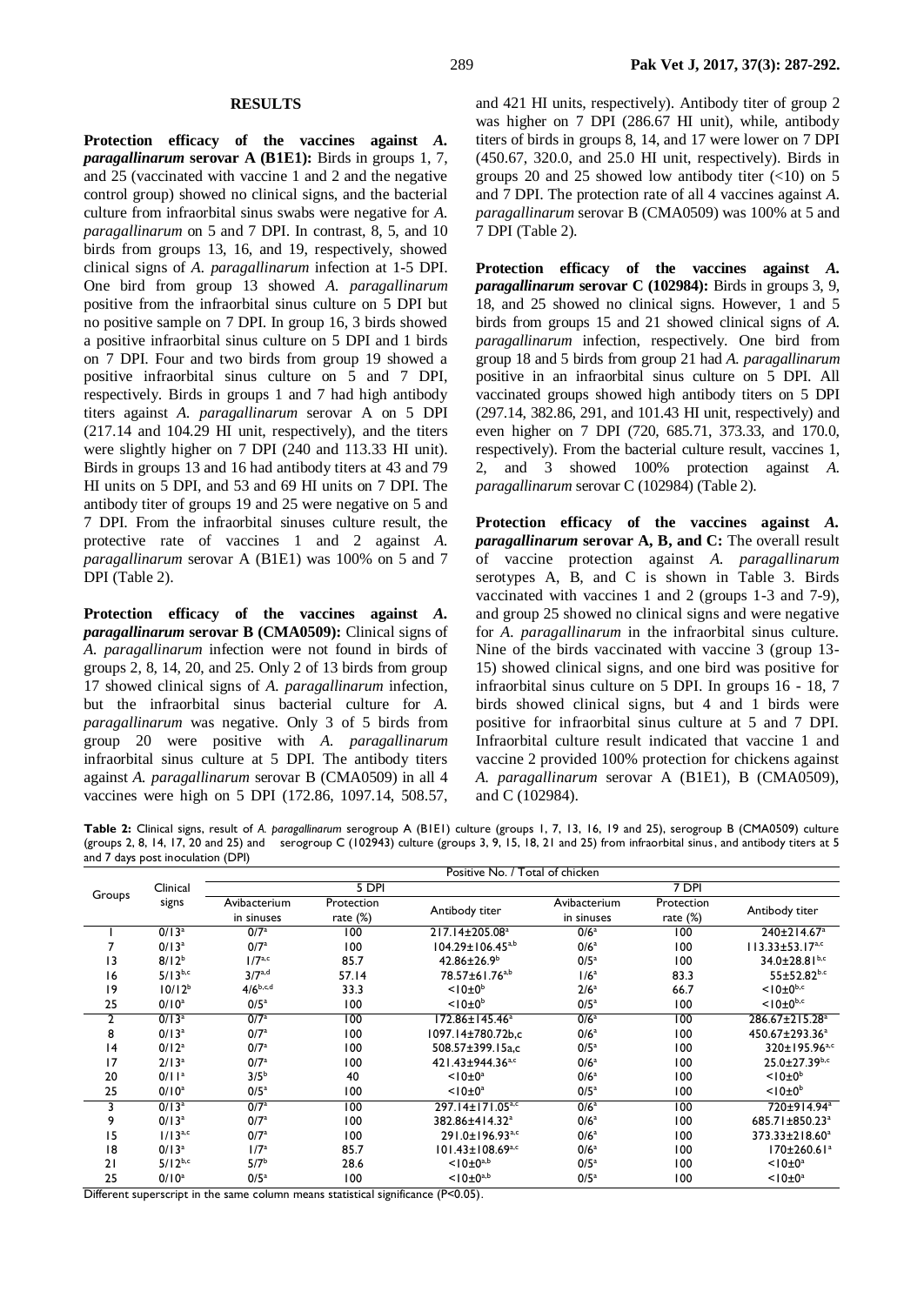## RESULTS

**Protection efficacy of the vaccines against *A. paragallinarum* serovar A (B1E1):** Birds in groups 1, 7, and 25 (vaccinated with vaccine 1 and 2 and the negative control group) showed no clinical signs, and the bacterial culture from infraorbital sinus swabs were negative for *A. paragallinarum* on 5 and 7 DPI. In contrast, 8, 5, and 10 birds from groups 13, 16, and 19, respectively, showed clinical signs of *A. paragallinarum* infection at 1-5 DPI. One bird from group 13 showed *A. paragallinarum* positive from the infraorbital sinus culture on 5 DPI but no positive sample on 7 DPI. In group 16, 3 birds showed a positive infraorbital sinus culture on 5 DPI and 1 birds on 7 DPI. Four and two birds from group 19 showed a positive infraorbital sinus culture on 5 and 7 DPI, respectively. Birds in groups 1 and 7 had high antibody titers against *A. paragallinarum* serovar A on 5 DPI (217.14 and 104.29 HI unit, respectively), and the titers were slightly higher on 7 DPI (240 and 113.33 HI unit). Birds in groups 13 and 16 had antibody titers at 43 and 79 HI units on 5 DPI, and 53 and 69 HI units on 7 DPI. The antibody titer of groups 19 and 25 were negative on 5 and 7 DPI. From the infraorbital sinuses culture result, the protective rate of vaccines 1 and 2 against *A. paragallinarum* serovar A (B1E1) was 100% on 5 and 7 DPI (Table 2).

**Protection efficacy of the vaccines against *A. paragallinarum* serovar B (CMA0509):** Clinical signs of *A. paragallinarum* infection were not found in birds of groups 2, 8, 14, 20, and 25. Only 2 of 13 birds from group 17 showed clinical signs of *A. paragallinarum* infection, but the infraorbital sinus bacterial culture for *A. paragallinarum* was negative. Only 3 of 5 birds from group 20 were positive with *A. paragallinarum* infraorbital sinus culture at 5 DPI. The antibody titers against *A. paragallinarum* serovar B (CMA0509) in all 4 vaccines were high on 5 DPI (172.86, 1097.14, 508.57, and 421 HI units, respectively). Antibody titer of group 2 was higher on 7 DPI (286.67 HI unit), while, antibody titers of birds in groups 8, 14, and 17 were lower on 7 DPI (450.67, 320.0, and 25.0 HI unit, respectively). Birds in groups 20 and 25 showed low antibody titer (<10) on 5 and 7 DPI. The protection rate of all 4 vaccines against *A. paragallinarum* serovar B (CMA0509) was 100% at 5 and 7 DPI (Table 2).

**Protection efficacy of the vaccines against *A. paragallinarum* serovar C (102984):** Birds in groups 3, 9, 18, and 25 showed no clinical signs. However, 1 and 5 birds from groups 15 and 21 showed clinical signs of *A. paragallinarum* infection, respectively. One bird from group 18 and 5 birds from group 21 had *A. paragallinarum* positive in an infraorbital sinus culture on 5 DPI. All vaccinated groups showed high antibody titers on 5 DPI (297.14, 382.86, 291, and 101.43 HI unit, respectively) and even higher on 7 DPI (720, 685.71, 373.33, and 170.0, respectively). From the bacterial culture result, vaccines 1, 2, and 3 showed 100% protection against *A. paragallinarum* serovar C (102984) (Table 2).

**Protection efficacy of the vaccines against *A. paragallinarum* serovar A, B, and C:** The overall result of vaccine protection against *A. paragallinarum* serotypes A, B, and C is shown in Table 3. Birds vaccinated with vaccines 1 and 2 (groups 1-3 and 7-9), and group 25 showed no clinical signs and were negative for *A. paragallinarum* in the infraorbital sinus culture. Nine of the birds vaccinated with vaccine 3 (group 13-15) showed clinical signs, and one bird was positive for infraorbital sinus culture on 5 DPI. In groups 16 - 18, 7 birds showed clinical signs, but 4 and 1 birds were positive for infraorbital sinus culture at 5 and 7 DPI. Infraorbital culture result indicated that vaccine 1 and vaccine 2 provided 100% protection for chickens against *A. paragallinarum* serovar A (B1E1), B (CMA0509), and C (102984).

**Table 2:** Clinical signs, result of *A. paragallinarum* serogroup A (B1E1) culture (groups 1, 7, 13, 16, 19 and 25), serogroup B (CMA0509) culture (groups 2, 8, 14, 17, 20 and 25) and serogroup C (102943) culture (groups 3, 9, 15, 18, 21 and 25) from infraorbital sinus, and antibody titers at 5 and 7 days post inoculation (DPI)

| Groups | Clinical signs | Positive No. / Total of chicken | | | | | |
|---|---|---|---|---|---|---|---|
| | | 5 DPI | | | 7 DPI | | |
| | | Avibacterium in sinuses | Protection rate (%) | Antibody titer | Avibacterium in sinuses | Protection rate (%) | Antibody titer |
| 1 | 0/13[a] | 0/7[a] | 100 | 217.14±205.08[a] | 0/6[a] | 100 | 240±214.67[a] |
| 7 | 0/13[a] | 0/7[a] | 100 | 104.29±106.45[a,b] | 0/6[a] | 100 | 113.33±53.17[a,c] |
| 13 | 8/12[b] | 1/7[a,c] | 85.7 | 42.86±26.9[b] | 0/5[a] | 100 | 34.0±28.81[b,c] |
| 16 | 5/13[b,c] | 3/7[a,d] | 57.14 | 78.57±61.76[a,b] | 1/6[a] | 83.3 | 55±52.82[b,c] |
| 19 | 10/12[b] | 4/6[b,c,d] | 33.3 | <10±0[b] | 2/6[a] | 66.7 | <10±0[b,c] |
| 25 | 0/10[a] | 0/5[a] | 100 | <10±0[b] | 0/5[a] | 100 | <10±0[b,c] |
| 2 | 0/13[a] | 0/7[a] | 100 | 172.86±145.46[a] | 0/6[a] | 100 | 286.67±215.28[a] |
| 8 | 0/13[a] | 0/7[a] | 100 | 1097.14±780.72b,c | 0/6[a] | 100 | 450.67±293.36[a] |
| 14 | 0/12[a] | 0/7[a] | 100 | 508.57±399.15a,c | 0/5[a] | 100 | 320±195.96[a,c] |
| 17 | 2/13[a] | 0/7[a] | 100 | 421.43±944.36[a,c] | 0/6[a] | 100 | 25.0±27.39[b,c] |
| 20 | 0/11[a] | 3/5[b] | 40 | <10±0[a] | 0/6[a] | 100 | <10±0[b] |
| 25 | 0/10[a] | 0/5[a] | 100 | <10±0[a] | 0/5[a] | 100 | <10±0[b] |
| 3 | 0/13[a] | 0/7[a] | 100 | 297.14±171.05[a,c] | 0/6[a] | 100 | 720±914.94[a] |
| 9 | 0/13[a] | 0/7[a] | 100 | 382.86±414.32[a] | 0/6[a] | 100 | 685.71±850.23[a] |
| 15 | 1/13[a,c] | 0/7[a] | 100 | 291.0±196.93[a,c] | 0/6[a] | 100 | 373.33±218.60[a] |
| 18 | 0/13[a] | 1/7[a] | 85.7 | 101.43±108.69[a,c] | 0/6[a] | 100 | 170±260.61[a] |
| 21 | 5/12[b,c] | 5/7[b] | 28.6 | <10±0[a,b] | 0/5[a] | 100 | <10±0[a] |
| 25 | 0/10[a] | 0/5[a] | 100 | <10±0[a,b] | 0/5[a] | 100 | <10±0[a] |

Different superscript in the same column means statistical significance (P<0.05).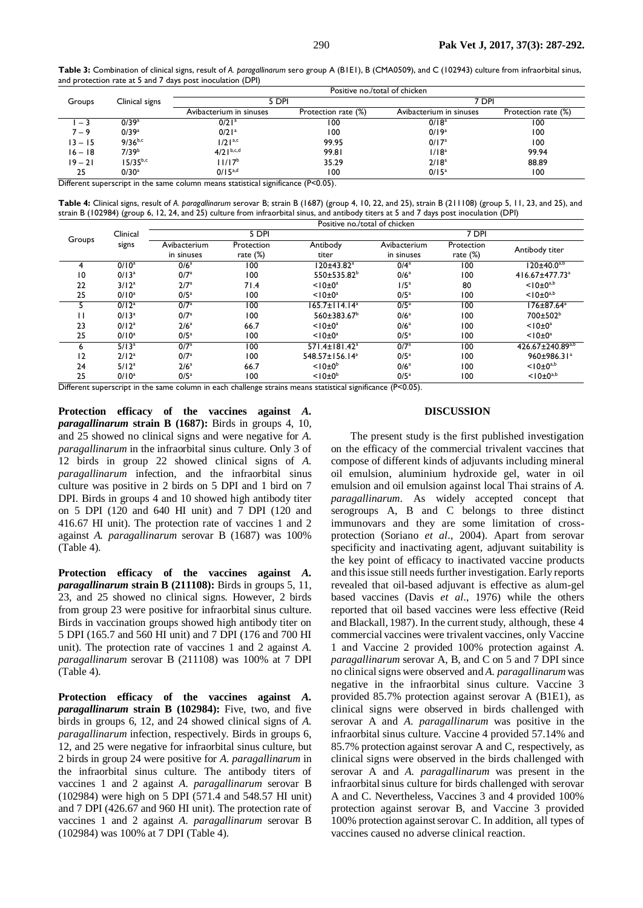**Table 3:** Combination of clinical signs, result of *A. paragallinarum* sero group A (B1E1), B (CMA0509), and C (102943) culture from infraorbital sinus, and protection rate at 5 and 7 days post inoculation (DPI)

| Groups | Clinical signs | Positive no./total of chicken | | | |
|---|---|---|---|---|---|
| | | 5 DPI | | 7 DPI | |
| | | Avibacterium in sinuses | Protection rate (%) | Avibacterium in sinuses | Protection rate (%) |
| 1 – 3 | 0/39[a] | 0/21[a] | 100 | 0/18[a] | 100 |
| 7 – 9 | 0/39[a] | 0/21[a] | 100 | 0/19[a] | 100 |
| 13 – 15 | 9/36[b,c] | 1/21[a,c] | 99.95 | 0/17[a] | 100 |
| 16 – 18 | 7/39[b] | 4/21[b,c,d] | 99.81 | 1/18[a] | 99.94 |
| 19 – 21 | 15/35[b,c] | 11/17[b] | 35.29 | 2/18[a] | 88.89 |
| 25 | 0/30[a] | 0/15[a,d] | 100 | 0/15[a] | 100 |

Different superscript in the same column means statistical significance (P<0.05).

**Table 4:** Clinical signs, result of *A. paragallinarum* serovar B; strain B (1687) (group 4, 10, 22, and 25), strain B (211108) (group 5, 11, 23, and 25), and strain B (102984) (group 6, 12, 24, and 25) culture from infraorbital sinus, and antibody titers at 5 and 7 days post inoculation (DPI)

| Groups | Clinical signs | Positive no./total of chicken | | | | | |
|---|---|---|---|---|---|---|---|
| | | 5 DPI | | | 7 DPI | | |
| | | Avibacterium in sinuses | Protection rate (%) | Antibody titer | Avibacterium in sinuses | Protection rate (%) | Antibody titer |
| 4 | 0/10[a] | 0/6[a] | 100 | 120±43.82[a] | 0/4[a] | 100 | 120±40.0[a,b] |
| 10 | 0/13[a] | 0/7[a] | 100 | 550±535.82[b] | 0/6[a] | 100 | 416.67±477.73[a] |
| 22 | 3/12[a] | 2/7[a] | 71.4 | <10±0[a] | 1/5[a] | 80 | <10±0[a,b] |
| 25 | 0/10[a] | 0/5[a] | 100 | <10±0[a] | 0/5[a] | 100 | <10±0[a,b] |
| 5 | 0/12[a] | 0/7[a] | 100 | 165.7±114.14[a] | 0/5[a] | 100 | 176±87.64[a] |
| 11 | 0/13[a] | 0/7[a] | 100 | 560±383.67[b] | 0/6[a] | 100 | 700±502[b] |
| 23 | 0/12[a] | 2/6[a] | 66.7 | <10±0[a] | 0/6[a] | 100 | <10±0[a] |
| 25 | 0/10[a] | 0/5[a] | 100 | <10±0[a] | 0/5[a] | 100 | <10±0[a] |
| 6 | 5/13[a] | 0/7[a] | 100 | 571.4±181.42[a] | 0/7[a] | 100 | 426.67±240.89[a,b] |
| 12 | 2/12[a] | 0/7[a] | 100 | 548.57±156.14[a] | 0/5[a] | 100 | 960±986.31[a] |
| 24 | 5/12[a] | 2/6[a] | 66.7 | <10±0[b] | 0/6[a] | 100 | <10±0[a,b] |
| 25 | 0/10[a] | 0/5[a] | 100 | <10±0[b] | 0/5[a] | 100 | <10±0[a,b] |

Different superscript in the same column in each challenge strains means statistical significance (P<0.05).

**Protection efficacy of the vaccines against *A. paragallinarum* strain B (1687):** Birds in groups 4, 10, and 25 showed no clinical signs and were negative for *A. paragallinarum* in the infraorbital sinus culture. Only 3 of 12 birds in group 22 showed clinical signs of *A. paragallinarum* infection, and the infraorbital sinus culture was positive in 2 birds on 5 DPI and 1 bird on 7 DPI. Birds in groups 4 and 10 showed high antibody titer on 5 DPI (120 and 640 HI unit) and 7 DPI (120 and 416.67 HI unit). The protection rate of vaccines 1 and 2 against *A. paragallinarum* serovar B (1687) was 100% (Table 4).

**Protection efficacy of the vaccines against *A. paragallinarum* strain B (211108):** Birds in groups 5, 11, 23, and 25 showed no clinical signs. However, 2 birds from group 23 were positive for infraorbital sinus culture. Birds in vaccination groups showed high antibody titer on 5 DPI (165.7 and 560 HI unit) and 7 DPI (176 and 700 HI unit). The protection rate of vaccines 1 and 2 against *A. paragallinarum* serovar B (211108) was 100% at 7 DPI (Table 4).

**Protection efficacy of the vaccines against *A. paragallinarum* strain B (102984):** Five, two, and five birds in groups 6, 12, and 24 showed clinical signs of *A. paragallinarum* infection, respectively. Birds in groups 6, 12, and 25 were negative for infraorbital sinus culture, but 2 birds in group 24 were positive for *A. paragallinarum* in the infraorbital sinus culture. The antibody titers of vaccines 1 and 2 against *A. paragallinarum* serovar B (102984) were high on 5 DPI (571.4 and 548.57 HI unit) and 7 DPI (426.67 and 960 HI unit). The protection rate of vaccines 1 and 2 against *A. paragallinarum* serovar B (102984) was 100% at 7 DPI (Table 4).

## DISCUSSION

The present study is the first published investigation on the efficacy of the commercial trivalent vaccines that compose of different kinds of adjuvants including mineral oil emulsion, aluminium hydroxide gel, water in oil emulsion and oil emulsion against local Thai strains of *A. paragallinarum*. As widely accepted concept that serogroups A, B and C belongs to three distinct immunovars and they are some limitation of cross-protection (Soriano *et al*., 2004). Apart from serovar specificity and inactivating agent, adjuvant suitability is the key point of efficacy to inactivated vaccine products and this issue still needs further investigation. Early reports revealed that oil-based adjuvant is effective as alum-gel based vaccines (Davis *et al*., 1976) while the others reported that oil based vaccines were less effective (Reid and Blackall, 1987). In the current study, although, these 4 commercial vaccines were trivalent vaccines, only Vaccine 1 and Vaccine 2 provided 100% protection against *A. paragallinarum* serovar A, B, and C on 5 and 7 DPI since no clinical signs were observed and *A. paragallinarum* was negative in the infraorbital sinus culture. Vaccine 3 provided 85.7% protection against serovar A (B1E1), as clinical signs were observed in birds challenged with serovar A and *A. paragallinarum* was positive in the infraorbital sinus culture. Vaccine 4 provided 57.14% and 85.7% protection against serovar A and C, respectively, as clinical signs were observed in the birds challenged with serovar A and *A. paragallinarum* was present in the infraorbital sinus culture for birds challenged with serovar A and C. Nevertheless, Vaccines 3 and 4 provided 100% protection against serovar B, and Vaccine 3 provided 100% protection against serovar C. In addition, all types of vaccines caused no adverse clinical reaction.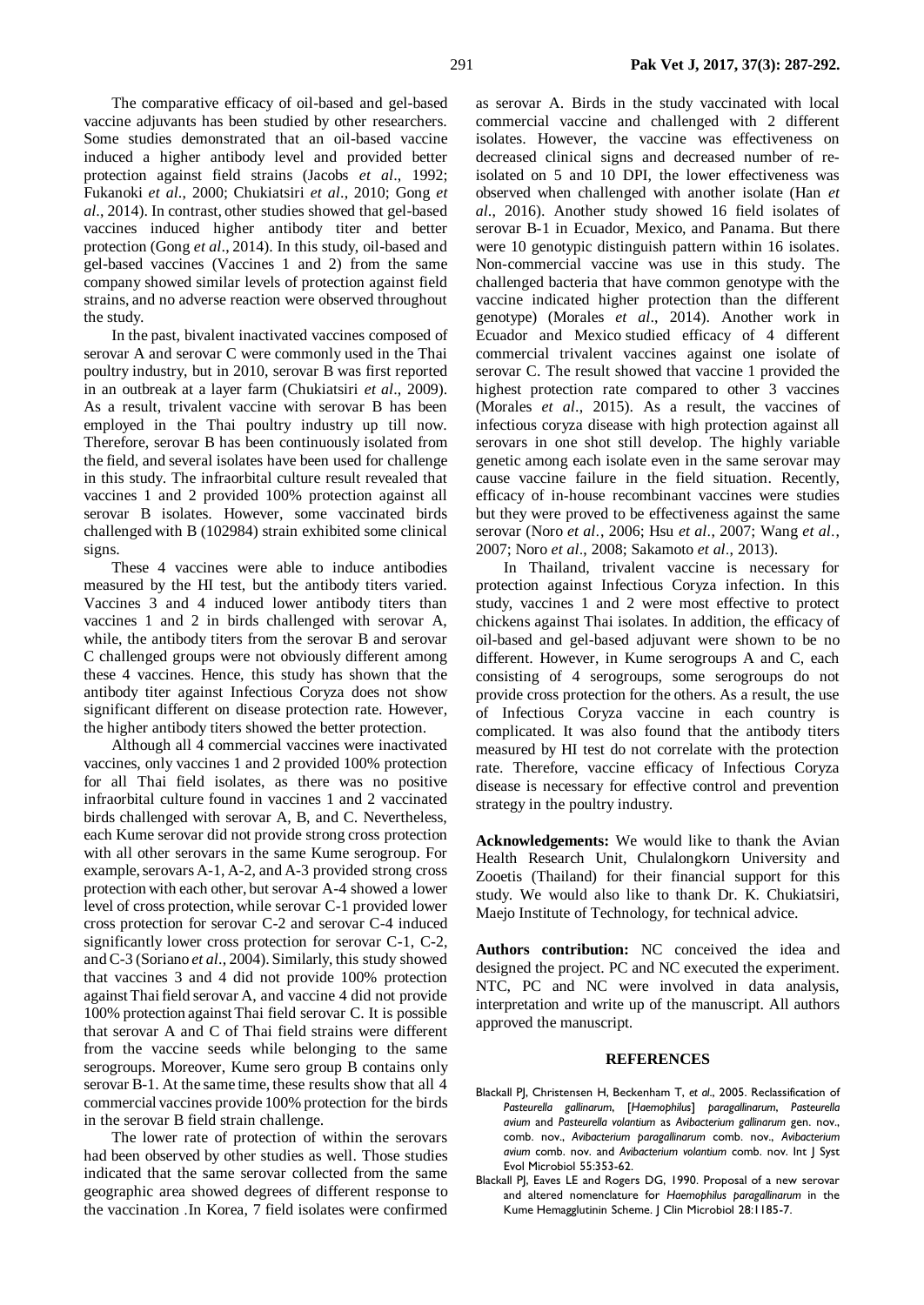The comparative efficacy of oil-based and gel-based vaccine adjuvants has been studied by other researchers. Some studies demonstrated that an oil-based vaccine induced a higher antibody level and provided better protection against field strains (Jacobs *et al*., 1992; Fukanoki *et al*., 2000; Chukiatsiri *et al*., 2010; Gong *et al*., 2014). In contrast, other studies showed that gel-based vaccines induced higher antibody titer and better protection (Gong *et al*., 2014). In this study, oil-based and gel-based vaccines (Vaccines 1 and 2) from the same company showed similar levels of protection against field strains, and no adverse reaction were observed throughout the study.

In the past, bivalent inactivated vaccines composed of serovar A and serovar C were commonly used in the Thai poultry industry, but in 2010, serovar B was first reported in an outbreak at a layer farm (Chukiatsiri *et al*., 2009). As a result, trivalent vaccine with serovar B has been employed in the Thai poultry industry up till now. Therefore, serovar B has been continuously isolated from the field, and several isolates have been used for challenge in this study. The infraorbital culture result revealed that vaccines 1 and 2 provided 100% protection against all serovar B isolates. However, some vaccinated birds challenged with B (102984) strain exhibited some clinical signs.

These 4 vaccines were able to induce antibodies measured by the HI test, but the antibody titers varied. Vaccines 3 and 4 induced lower antibody titers than vaccines 1 and 2 in birds challenged with serovar A, while, the antibody titers from the serovar B and serovar C challenged groups were not obviously different among these 4 vaccines. Hence, this study has shown that the antibody titer against Infectious Coryza does not show significant different on disease protection rate. However, the higher antibody titers showed the better protection.

Although all 4 commercial vaccines were inactivated vaccines, only vaccines 1 and 2 provided 100% protection for all Thai field isolates, as there was no positive infraorbital culture found in vaccines 1 and 2 vaccinated birds challenged with serovar A, B, and C. Nevertheless, each Kume serovar did not provide strong cross protection with all other serovars in the same Kume serogroup. For example, serovars A-1, A-2, and A-3 provided strong cross protection with each other, but serovar A-4 showed a lower level of cross protection, while serovar C-1 provided lower cross protection for serovar C-2 and serovar C-4 induced significantly lower cross protection for serovar C-1, C-2, and C-3 (Soriano *et al*., 2004). Similarly, this study showed that vaccines 3 and 4 did not provide 100% protection against Thai field serovar A, and vaccine 4 did not provide 100% protection against Thai field serovar C. It is possible that serovar A and C of Thai field strains were different from the vaccine seeds while belonging to the same serogroups. Moreover, Kume sero group B contains only serovar B-1. At the same time, these results show that all 4 commercial vaccines provide 100% protection for the birds in the serovar B field strain challenge.

The lower rate of protection of within the serovars had been observed by other studies as well. Those studies indicated that the same serovar collected from the same geographic area showed degrees of different response to the vaccination .In Korea, 7 field isolates were confirmed as serovar A. Birds in the study vaccinated with local commercial vaccine and challenged with 2 different isolates. However, the vaccine was effectiveness on decreased clinical signs and decreased number of re-isolated on 5 and 10 DPI, the lower effectiveness was observed when challenged with another isolate (Han *et al*., 2016). Another study showed 16 field isolates of serovar B-1 in Ecuador, Mexico, and Panama. But there were 10 genotypic distinguish pattern within 16 isolates. Non-commercial vaccine was use in this study. The challenged bacteria that have common genotype with the vaccine indicated higher protection than the different genotype) (Morales *et al*., 2014). Another work in Ecuador and Mexico studied efficacy of 4 different commercial trivalent vaccines against one isolate of serovar C. The result showed that vaccine 1 provided the highest protection rate compared to other 3 vaccines (Morales *et al*., 2015). As a result, the vaccines of infectious coryza disease with high protection against all serovars in one shot still develop. The highly variable genetic among each isolate even in the same serovar may cause vaccine failure in the field situation. Recently, efficacy of in-house recombinant vaccines were studies but they were proved to be effectiveness against the same serovar (Noro *et al*., 2006; Hsu *et al*., 2007; Wang *et al*., 2007; Noro *et al*., 2008; Sakamoto *et al*., 2013).

In Thailand, trivalent vaccine is necessary for protection against Infectious Coryza infection. In this study, vaccines 1 and 2 were most effective to protect chickens against Thai isolates. In addition, the efficacy of oil-based and gel-based adjuvant were shown to be no different. However, in Kume serogroups A and C, each consisting of 4 serogroups, some serogroups do not provide cross protection for the others. As a result, the use of Infectious Coryza vaccine in each country is complicated. It was also found that the antibody titers measured by HI test do not correlate with the protection rate. Therefore, vaccine efficacy of Infectious Coryza disease is necessary for effective control and prevention strategy in the poultry industry.

**Acknowledgements:** We would like to thank the Avian Health Research Unit, Chulalongkorn University and Zooetis (Thailand) for their financial support for this study. We would also like to thank Dr. K. Chukiatsiri, Maejo Institute of Technology, for technical advice.

**Authors contribution:** NC conceived the idea and designed the project. PC and NC executed the experiment. NTC, PC and NC were involved in data analysis, interpretation and write up of the manuscript. All authors approved the manuscript.

## REFERENCES

Blackall PJ, Christensen H, Beckenham T, *et al*., 2005. Reclassification of *Pasteurella gallinarum*, [*Haemophilus*] *paragallinarum*, *Pasteurella avium* and *Pasteurella volantium* as *Avibacterium gallinarum* gen. nov., comb. nov., *Avibacterium paragallinarum* comb. nov., *Avibacterium avium* comb. nov. and *Avibacterium volantium* comb. nov. Int J Syst Evol Microbiol 55:353-62.

Blackall PJ, Eaves LE and Rogers DG, 1990. Proposal of a new serovar and altered nomenclature for *Haemophilus paragallinarum* in the Kume Hemagglutinin Scheme. J Clin Microbiol 28:1185-7.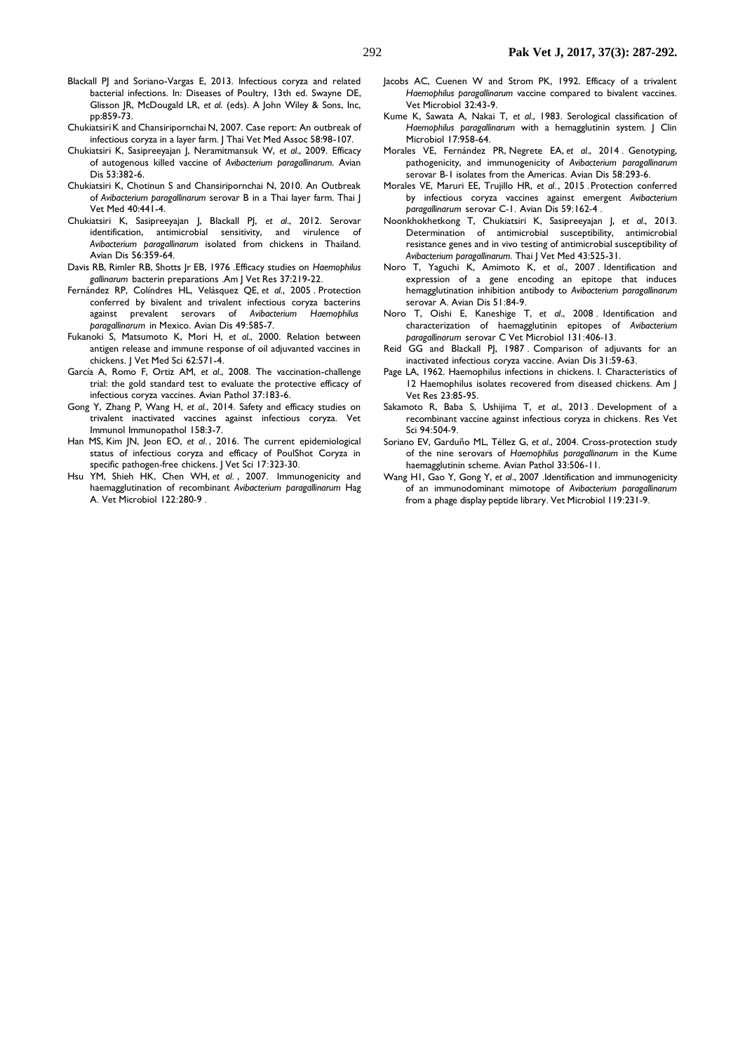Blackall PJ and Soriano-Vargas E, 2013. Infectious coryza and related bacterial infections. In: Diseases of Poultry, 13th ed. Swayne DE, Glisson JR, McDougald LR, *et al.* (eds). A John Wiley & Sons, Inc, pp:859-73.

Chukiatsiri K and Chansiripornchai N, 2007. Case report: An outbreak of infectious coryza in a layer farm. J Thai Vet Med Assoc 58:98-107.

Chukiatsiri K, Sasipreeyajan J, Neramitmansuk W, *et al*., 2009. Efficacy of autogenous killed vaccine of *Avibacterium paragallinarum*. Avian Dis 53:382-6.

Chukiatsiri K, Chotinun S and Chansiripornchai N, 2010. An Outbreak of *Avibacterium paragallinarum* serovar B in a Thai layer farm. Thai J Vet Med 40:441-4.

Chukiatsiri K, Sasipreeyajan J, Blackall PJ, *et al*., 2012. Serovar identification, antimicrobial sensitivity, and virulence of *Avibacterium paragallinarum* isolated from chickens in Thailand. Avian Dis 56:359-64.

Davis RB, Rimler RB, Shotts Jr EB, 1976 .Efficacy studies on *Haemophilus gallinarum* bacterin preparations .Am J Vet Res 37:219-22.

Fernández RP, Colíndres HL, Velásquez QE, *et al*., 2005 . Protection conferred by bivalent and trivalent infectious coryza bacterins against prevalent serovars of *Avibacterium Haemophilus paragallinarum* in Mexico. Avian Dis 49:585-7.

Fukanoki S, Matsumoto K, Mori H, *et al*., 2000. Relation between antigen release and immune response of oil adjuvanted vaccines in chickens. J Vet Med Sci 62:571-4.

García A, Romo F, Ortiz AM, *et al*., 2008. The vaccination-challenge trial: the gold standard test to evaluate the protective efficacy of infectious coryza vaccines. Avian Pathol 37:183-6.

Gong Y, Zhang P, Wang H, *et al*., 2014. Safety and efficacy studies on trivalent inactivated vaccines against infectious coryza. Vet Immunol Immunopathol 158:3-7.

Han MS, Kim JN, Jeon EO, *et al*. , 2016. The current epidemiological status of infectious coryza and efficacy of PoulShot Coryza in specific pathogen-free chickens. J Vet Sci 17:323-30.

Hsu YM, Shieh HK, Chen WH, *et al*. , 2007. Immunogenicity and haemagglutination of recombinant *Avibacterium paragallinarum* Hag A. Vet Microbiol 122:280-9 .

Jacobs AC, Cuenen W and Strom PK, 1992. Efficacy of a trivalent *Haemophilus paragallinarum* vaccine compared to bivalent vaccines. Vet Microbiol 32:43-9.

Kume K, Sawata A, Nakai T, *et al*., 1983. Serological classification of *Haemophilus paragallinarum* with a hemagglutinin system. J Clin Microbiol 17:958-64.

Morales VE, Fernández PR, Negrete EA, *et al*., 2014 . Genotyping, pathogenicity, and immunogenicity of *Avibacterium paragallinarum* serovar B-1 isolates from the Americas. Avian Dis 58:293-6.

Morales VE, Maruri EE, Trujillo HR, *et al*., 2015 . Protection conferred by infectious coryza vaccines against emergent *Avibacterium paragallinarum* serovar C-1. Avian Dis 59:162-4 .

Noonkhokhetkong T, Chukiatsiri K, Sasipreeyajan J, *et al*., 2013. Determination of antimicrobial susceptibility, antimicrobial resistance genes and in vivo testing of antimicrobial susceptibility of *Avibacterium paragallinarum*. Thai J Vet Med 43:525-31.

Noro T, Yaguchi K, Amimoto K, *et al*., 2007 . Identification and expression of a gene encoding an epitope that induces hemagglutination inhibition antibody to *Avibacterium paragallinarum* serovar A. Avian Dis 51:84-9.

Noro T, Oishi E, Kaneshige T, *et al*., 2008 . Identification and characterization of haemagglutinin epitopes of *Avibacterium paragallinarum* serovar C Vet Microbiol 131:406-13.

Reid GG and Blackall PJ, 1987 . Comparison of adjuvants for an inactivated infectious coryza vaccine. Avian Dis 31:59-63.

Page LA, 1962. Haemophilus infections in chickens. I. Characteristics of 12 Haemophilus isolates recovered from diseased chickens. Am J Vet Res 23:85-95.

Sakamoto R, Baba S, Ushijima T, *et al*., 2013 . Development of a recombinant vaccine against infectious coryza in chickens. Res Vet Sci 94:504-9.

Soriano EV, Garduño ML, Téllez G, *et al*., 2004. Cross-protection study of the nine serovars of *Haemophilus paragallinarum* in the Kume haemagglutinin scheme. Avian Pathol 33:506-11.

Wang HI, Gao Y, Gong Y, *et al*., 2007 .Identification and immunogenicity of an immunodominant mimotope of *Avibacterium paragallinarum* from a phage display peptide library. Vet Microbiol 119:231-9.